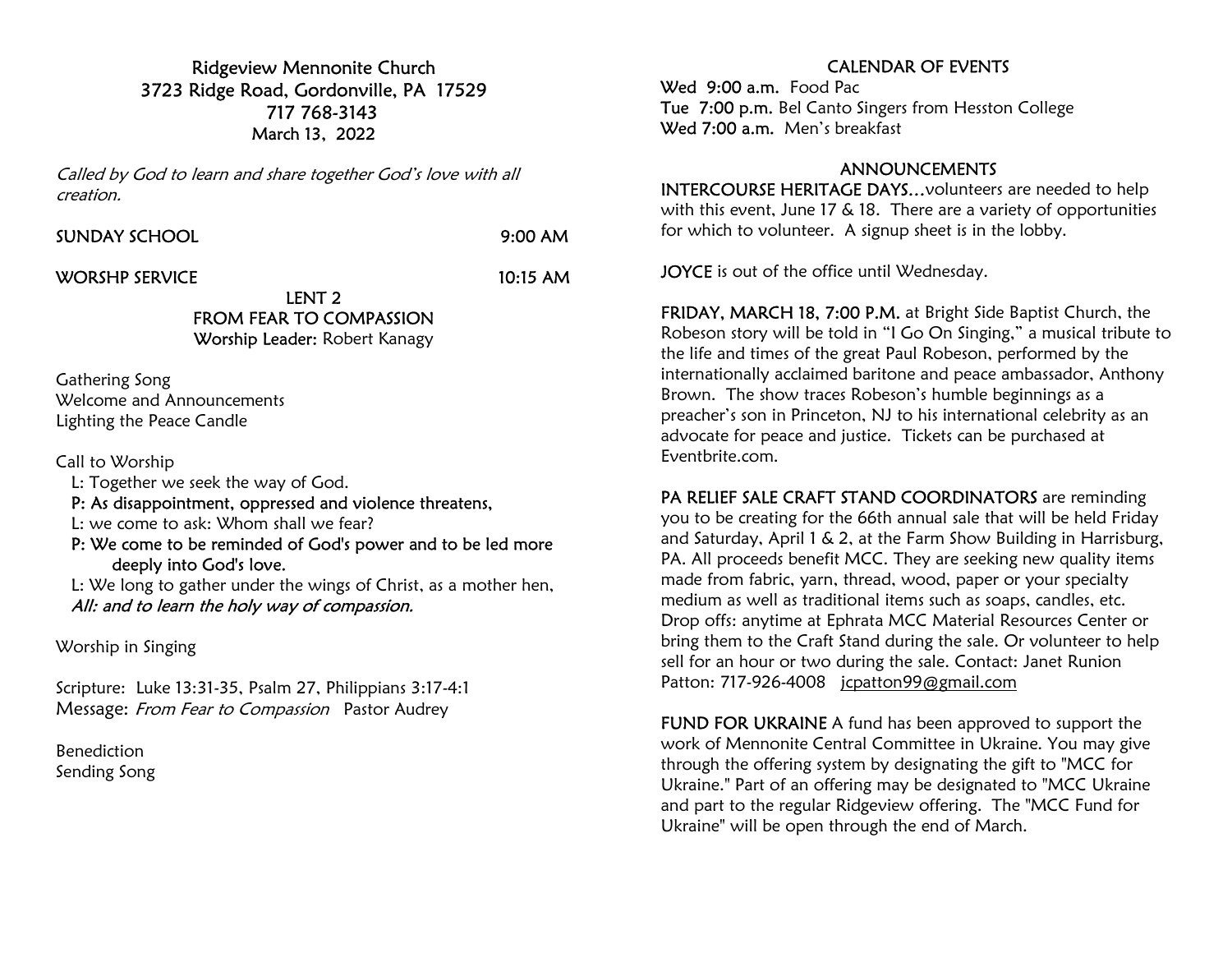# Ridgeview Mennonite Church
3723 Ridge Road, Gordonville, PA 17529
717 768-3143
March 13, 2022

*Called by God to learn and share together God's love with all creation.*

SUNDAY SCHOOL 9:00 AM

WORSHP SERVICE 10:15 AM

LENT 2
FROM FEAR TO COMPASSION
Worship Leader: Robert Kanagy

Gathering Song
Welcome and Announcements
Lighting the Peace Candle

Call to Worship
L: Together we seek the way of God.
**P: As disappointment, oppressed and violence threatens,**
L: we come to ask: Whom shall we fear?
**P: We come to be reminded of God's power and to be led more deeply into God's love.**
L: We long to gather under the wings of Christ, as a mother hen,
***All: and to learn the holy way of compassion.***

Worship in Singing

Scripture: Luke 13:31-35, Psalm 27, Philippians 3:17-4:1
Message: *From Fear to Compassion* Pastor Audrey

Benediction
Sending Song

## CALENDAR OF EVENTS

**Wed 9:00 a.m.** Food Pac
**Tue 7:00 p.m.** Bel Canto Singers from Hesston College
**Wed 7:00 a.m.** Men's breakfast

## ANNOUNCEMENTS

**INTERCOURSE HERITAGE DAYS…**volunteers are needed to help with this event, June 17 & 18. There are a variety of opportunities for which to volunteer. A signup sheet is in the lobby.

**JOYCE** is out of the office until Wednesday.

**FRIDAY, MARCH 18, 7:00 P.M.** at Bright Side Baptist Church, the Robeson story will be told in "I Go On Singing," a musical tribute to the life and times of the great Paul Robeson, performed by the internationally acclaimed baritone and peace ambassador, Anthony Brown. The show traces Robeson's humble beginnings as a preacher's son in Princeton, NJ to his international celebrity as an advocate for peace and justice. Tickets can be purchased at Eventbrite.com.

**PA RELIEF SALE CRAFT STAND COORDINATORS** are reminding you to be creating for the 66th annual sale that will be held Friday and Saturday, April 1 & 2, at the Farm Show Building in Harrisburg, PA. All proceeds benefit MCC. They are seeking new quality items made from fabric, yarn, thread, wood, paper or your specialty medium as well as traditional items such as soaps, candles, etc. Drop offs: anytime at Ephrata MCC Material Resources Center or bring them to the Craft Stand during the sale. Or volunteer to help sell for an hour or two during the sale. Contact: Janet Runion Patton: 717-926-4008 jcpatton99@gmail.com

**FUND FOR UKRAINE** A fund has been approved to support the work of Mennonite Central Committee in Ukraine. You may give through the offering system by designating the gift to "MCC for Ukraine." Part of an offering may be designated to "MCC Ukraine and part to the regular Ridgeview offering. The "MCC Fund for Ukraine" will be open through the end of March.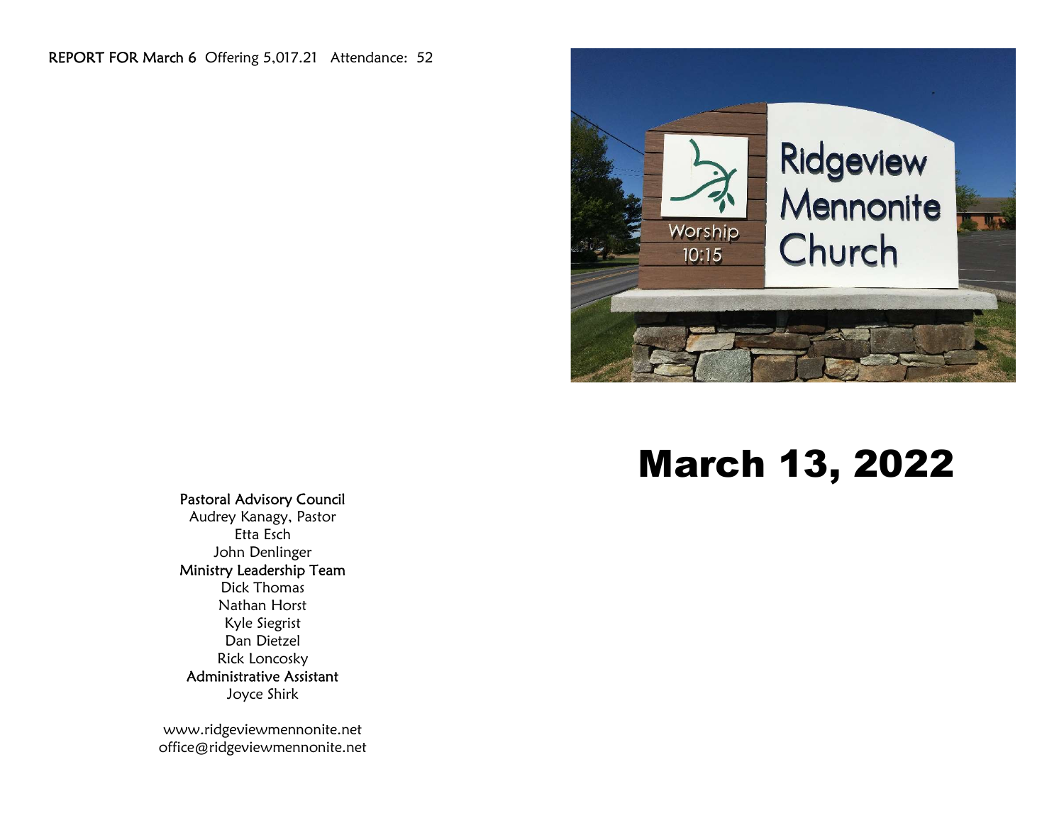REPORT FOR March 6 Offering 5,017.21 Attendance: 52

Pastoral Advisory Council
Audrey Kanagy, Pastor
Etta Esch
John Denlinger
Ministry Leadership Team
Dick Thomas
Nathan Horst
Kyle Siegrist
Dan Dietzel
Rick Loncosky
Administrative Assistant
Joyce Shirk

www.ridgeviewmennonite.net
office@ridgeviewmennonite.net

# March 13, 2022